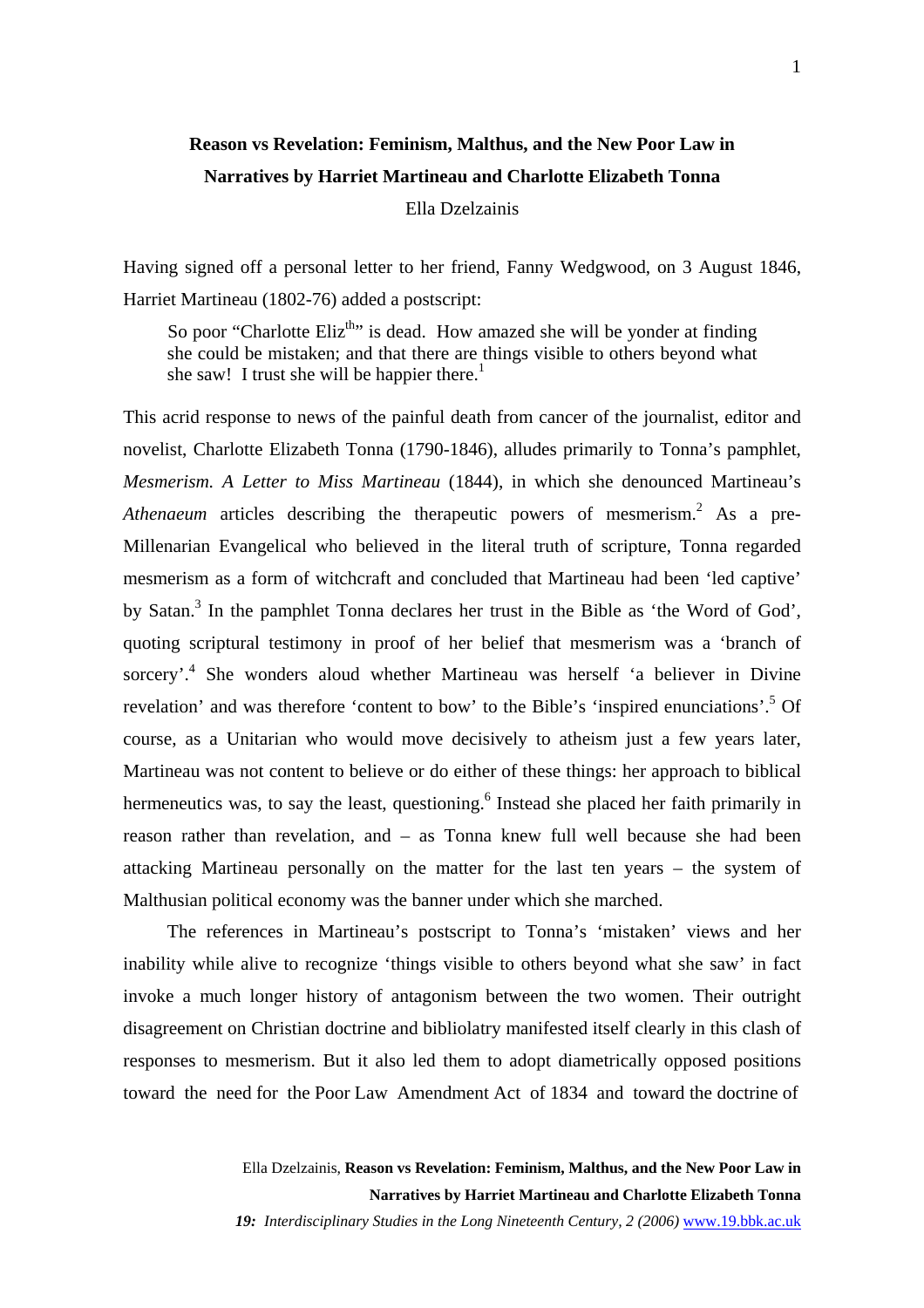# Reason vs Revelation: Feminism, Malthus, and the New Poor Law in Narratives by Harriet Martineau and Charlotte Elizabeth Tonna

Ella Dzelzainis

Having signed off a personal letter to her friend, Fanny Wedgwood, on 3 August 1846, Harriet Martineau (1802-76) added a postscript:

> So poor "Charlotte Eliz$^{th}$" is dead. How amazed she will be yonder at finding she could be mistaken; and that there are things visible to others beyond what she saw! I trust she will be happier there.[1]

This acrid response to news of the painful death from cancer of the journalist, editor and novelist, Charlotte Elizabeth Tonna (1790-1846), alludes primarily to Tonna's pamphlet, *Mesmerism. A Letter to Miss Martineau* (1844), in which she denounced Martineau's *Athenaeum* articles describing the therapeutic powers of mesmerism.[2] As a pre-Millenarian Evangelical who believed in the literal truth of scripture, Tonna regarded mesmerism as a form of witchcraft and concluded that Martineau had been 'led captive' by Satan.[3] In the pamphlet Tonna declares her trust in the Bible as 'the Word of God', quoting scriptural testimony in proof of her belief that mesmerism was a 'branch of sorcery'.[4] She wonders aloud whether Martineau was herself 'a believer in Divine revelation' and was therefore 'content to bow' to the Bible's 'inspired enunciations'.[5] Of course, as a Unitarian who would move decisively to atheism just a few years later, Martineau was not content to believe or do either of these things: her approach to biblical hermeneutics was, to say the least, questioning.[6] Instead she placed her faith primarily in reason rather than revelation, and – as Tonna knew full well because she had been attacking Martineau personally on the matter for the last ten years – the system of Malthusian political economy was the banner under which she marched.

The references in Martineau's postscript to Tonna's 'mistaken' views and her inability while alive to recognize 'things visible to others beyond what she saw' in fact invoke a much longer history of antagonism between the two women. Their outright disagreement on Christian doctrine and bibliolatry manifested itself clearly in this clash of responses to mesmerism. But it also led them to adopt diametrically opposed positions toward the need for the Poor Law Amendment Act of 1834 and toward the doctrine of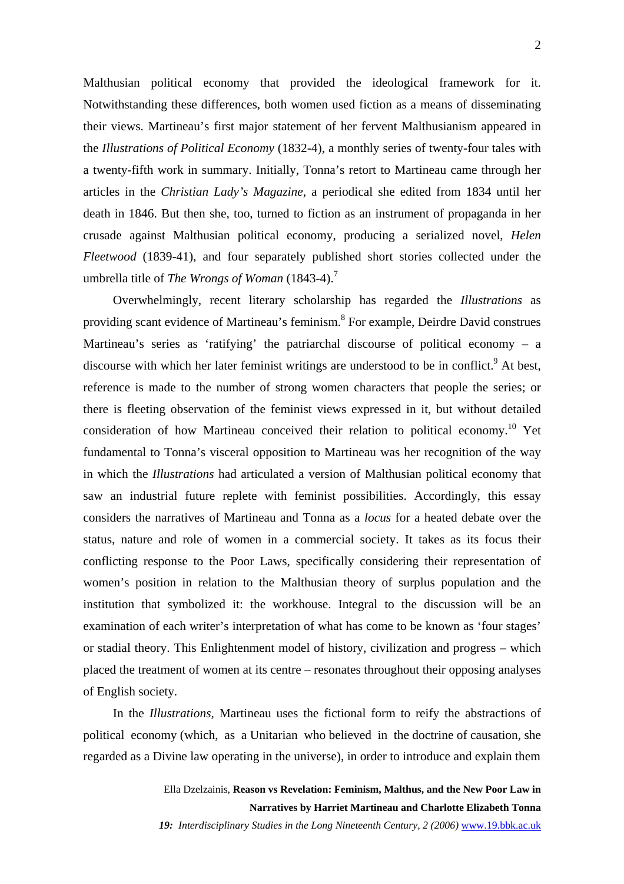Malthusian political economy that provided the ideological framework for it. Notwithstanding these differences, both women used fiction as a means of disseminating their views. Martineau's first major statement of her fervent Malthusianism appeared in the *Illustrations of Political Economy* (1832-4), a monthly series of twenty-four tales with a twenty-fifth work in summary. Initially, Tonna's retort to Martineau came through her articles in the *Christian Lady's Magazine*, a periodical she edited from 1834 until her death in 1846. But then she, too, turned to fiction as an instrument of propaganda in her crusade against Malthusian political economy, producing a serialized novel, *Helen Fleetwood* (1839-41), and four separately published short stories collected under the umbrella title of *The Wrongs of Woman* (1843-4).[7]

Overwhelmingly, recent literary scholarship has regarded the *Illustrations* as providing scant evidence of Martineau's feminism.[8] For example, Deirdre David construes Martineau's series as 'ratifying' the patriarchal discourse of political economy – a discourse with which her later feminist writings are understood to be in conflict.[9] At best, reference is made to the number of strong women characters that people the series; or there is fleeting observation of the feminist views expressed in it, but without detailed consideration of how Martineau conceived their relation to political economy.[10] Yet fundamental to Tonna's visceral opposition to Martineau was her recognition of the way in which the *Illustrations* had articulated a version of Malthusian political economy that saw an industrial future replete with feminist possibilities. Accordingly, this essay considers the narratives of Martineau and Tonna as a *locus* for a heated debate over the status, nature and role of women in a commercial society. It takes as its focus their conflicting response to the Poor Laws, specifically considering their representation of women's position in relation to the Malthusian theory of surplus population and the institution that symbolized it: the workhouse. Integral to the discussion will be an examination of each writer's interpretation of what has come to be known as 'four stages' or stadial theory. This Enlightenment model of history, civilization and progress – which placed the treatment of women at its centre – resonates throughout their opposing analyses of English society.

In the *Illustrations*, Martineau uses the fictional form to reify the abstractions of political economy (which, as a Unitarian who believed in the doctrine of causation, she regarded as a Divine law operating in the universe), in order to introduce and explain them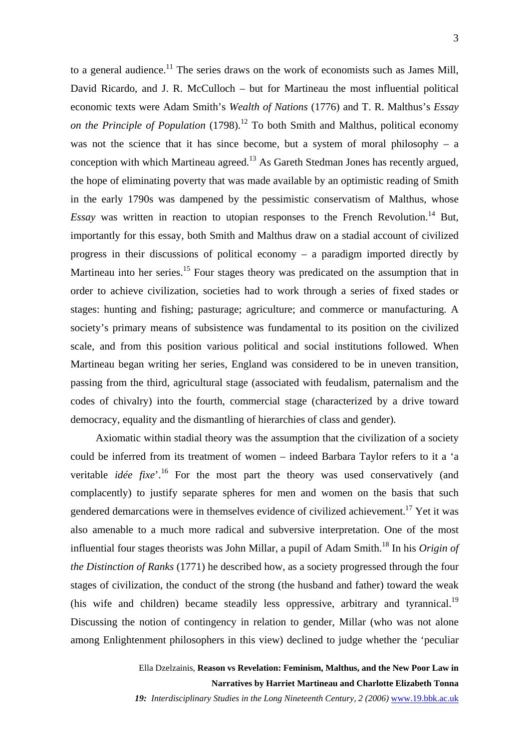to a general audience.[11] The series draws on the work of economists such as James Mill, David Ricardo, and J. R. McCulloch – but for Martineau the most influential political economic texts were Adam Smith's *Wealth of Nations* (1776) and T. R. Malthus's *Essay on the Principle of Population* (1798).[12] To both Smith and Malthus, political economy was not the science that it has since become, but a system of moral philosophy – a conception with which Martineau agreed.[13] As Gareth Stedman Jones has recently argued, the hope of eliminating poverty that was made available by an optimistic reading of Smith in the early 1790s was dampened by the pessimistic conservatism of Malthus, whose *Essay* was written in reaction to utopian responses to the French Revolution.[14] But, importantly for this essay, both Smith and Malthus draw on a stadial account of civilized progress in their discussions of political economy – a paradigm imported directly by Martineau into her series.[15] Four stages theory was predicated on the assumption that in order to achieve civilization, societies had to work through a series of fixed stades or stages: hunting and fishing; pasturage; agriculture; and commerce or manufacturing. A society's primary means of subsistence was fundamental to its position on the civilized scale, and from this position various political and social institutions followed. When Martineau began writing her series, England was considered to be in uneven transition, passing from the third, agricultural stage (associated with feudalism, paternalism and the codes of chivalry) into the fourth, commercial stage (characterized by a drive toward democracy, equality and the dismantling of hierarchies of class and gender).

Axiomatic within stadial theory was the assumption that the civilization of a society could be inferred from its treatment of women – indeed Barbara Taylor refers to it a 'a veritable *idée fixe*'.[16] For the most part the theory was used conservatively (and complacently) to justify separate spheres for men and women on the basis that such gendered demarcations were in themselves evidence of civilized achievement.[17] Yet it was also amenable to a much more radical and subversive interpretation. One of the most influential four stages theorists was John Millar, a pupil of Adam Smith.[18] In his *Origin of the Distinction of Ranks* (1771) he described how, as a society progressed through the four stages of civilization, the conduct of the strong (the husband and father) toward the weak (his wife and children) became steadily less oppressive, arbitrary and tyrannical.[19] Discussing the notion of contingency in relation to gender, Millar (who was not alone among Enlightenment philosophers in this view) declined to judge whether the 'peculiar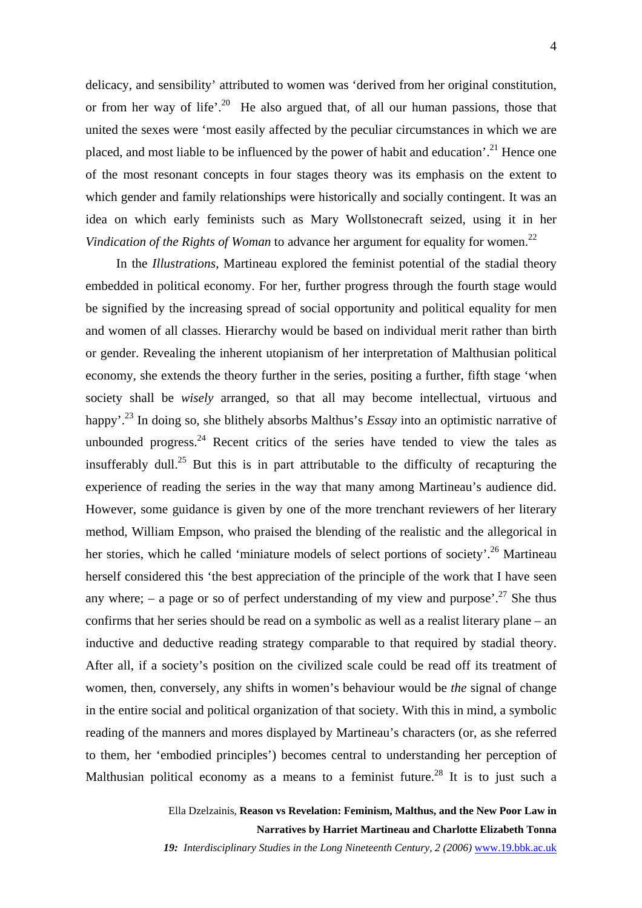delicacy, and sensibility' attributed to women was 'derived from her original constitution, or from her way of life'.[20] He also argued that, of all our human passions, those that united the sexes were 'most easily affected by the peculiar circumstances in which we are placed, and most liable to be influenced by the power of habit and education'.[21] Hence one of the most resonant concepts in four stages theory was its emphasis on the extent to which gender and family relationships were historically and socially contingent. It was an idea on which early feminists such as Mary Wollstonecraft seized, using it in her *Vindication of the Rights of Woman* to advance her argument for equality for women.[22]

In the *Illustrations*, Martineau explored the feminist potential of the stadial theory embedded in political economy. For her, further progress through the fourth stage would be signified by the increasing spread of social opportunity and political equality for men and women of all classes. Hierarchy would be based on individual merit rather than birth or gender. Revealing the inherent utopianism of her interpretation of Malthusian political economy, she extends the theory further in the series, positing a further, fifth stage 'when society shall be *wisely* arranged, so that all may become intellectual, virtuous and happy'.[23] In doing so, she blithely absorbs Malthus's *Essay* into an optimistic narrative of unbounded progress.[24] Recent critics of the series have tended to view the tales as insufferably dull.[25] But this is in part attributable to the difficulty of recapturing the experience of reading the series in the way that many among Martineau's audience did. However, some guidance is given by one of the more trenchant reviewers of her literary method, William Empson, who praised the blending of the realistic and the allegorical in her stories, which he called 'miniature models of select portions of society'.[26] Martineau herself considered this 'the best appreciation of the principle of the work that I have seen any where; – a page or so of perfect understanding of my view and purpose'.[27] She thus confirms that her series should be read on a symbolic as well as a realist literary plane – an inductive and deductive reading strategy comparable to that required by stadial theory. After all, if a society's position on the civilized scale could be read off its treatment of women, then, conversely, any shifts in women's behaviour would be *the* signal of change in the entire social and political organization of that society. With this in mind, a symbolic reading of the manners and mores displayed by Martineau's characters (or, as she referred to them, her 'embodied principles') becomes central to understanding her perception of Malthusian political economy as a means to a feminist future.[28] It is to just such a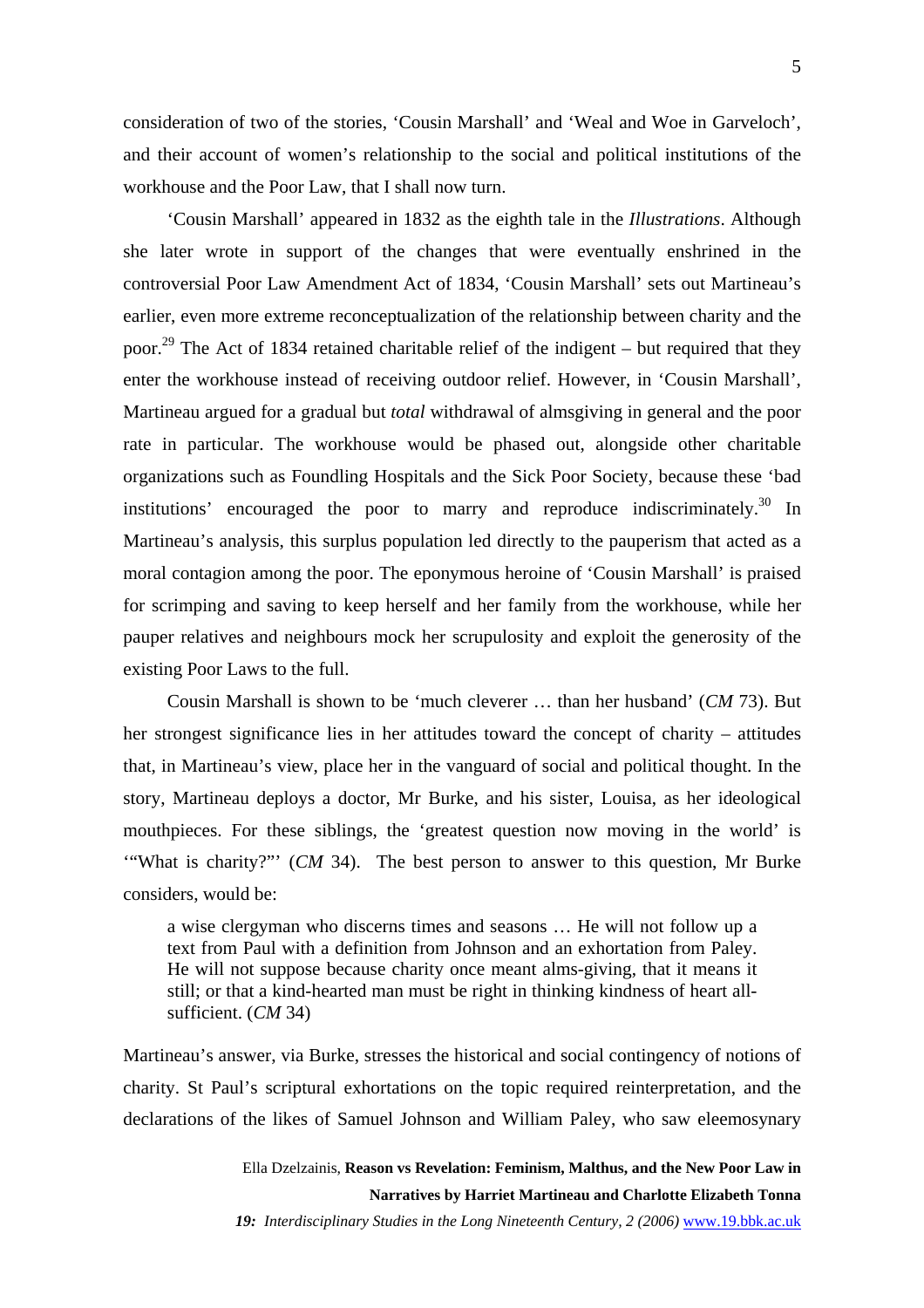consideration of two of the stories, ‘Cousin Marshall’ and ‘Weal and Woe in Garveloch’, and their account of women’s relationship to the social and political institutions of the workhouse and the Poor Law, that I shall now turn.

‘Cousin Marshall’ appeared in 1832 as the eighth tale in the *Illustrations*. Although she later wrote in support of the changes that were eventually enshrined in the controversial Poor Law Amendment Act of 1834, ‘Cousin Marshall’ sets out Martineau’s earlier, even more extreme reconceptualization of the relationship between charity and the poor.[29] The Act of 1834 retained charitable relief of the indigent – but required that they enter the workhouse instead of receiving outdoor relief. However, in ‘Cousin Marshall’, Martineau argued for a gradual but *total* withdrawal of almsgiving in general and the poor rate in particular. The workhouse would be phased out, alongside other charitable organizations such as Foundling Hospitals and the Sick Poor Society, because these ‘bad institutions’ encouraged the poor to marry and reproduce indiscriminately.[30] In Martineau’s analysis, this surplus population led directly to the pauperism that acted as a moral contagion among the poor. The eponymous heroine of ‘Cousin Marshall’ is praised for scrimping and saving to keep herself and her family from the workhouse, while her pauper relatives and neighbours mock her scrupulosity and exploit the generosity of the existing Poor Laws to the full.

Cousin Marshall is shown to be ‘much cleverer … than her husband’ (*CM* 73). But her strongest significance lies in her attitudes toward the concept of charity – attitudes that, in Martineau’s view, place her in the vanguard of social and political thought. In the story, Martineau deploys a doctor, Mr Burke, and his sister, Louisa, as her ideological mouthpieces. For these siblings, the ‘greatest question now moving in the world’ is ‘“What is charity?”’ (*CM* 34). The best person to answer to this question, Mr Burke considers, would be:

> a wise clergyman who discerns times and seasons … He will not follow up a text from Paul with a definition from Johnson and an exhortation from Paley. He will not suppose because charity once meant alms-giving, that it means it still; or that a kind-hearted man must be right in thinking kindness of heart all-sufficient. (*CM* 34)

Martineau’s answer, via Burke, stresses the historical and social contingency of notions of charity. St Paul’s scriptural exhortations on the topic required reinterpretation, and the declarations of the likes of Samuel Johnson and William Paley, who saw eleemosynary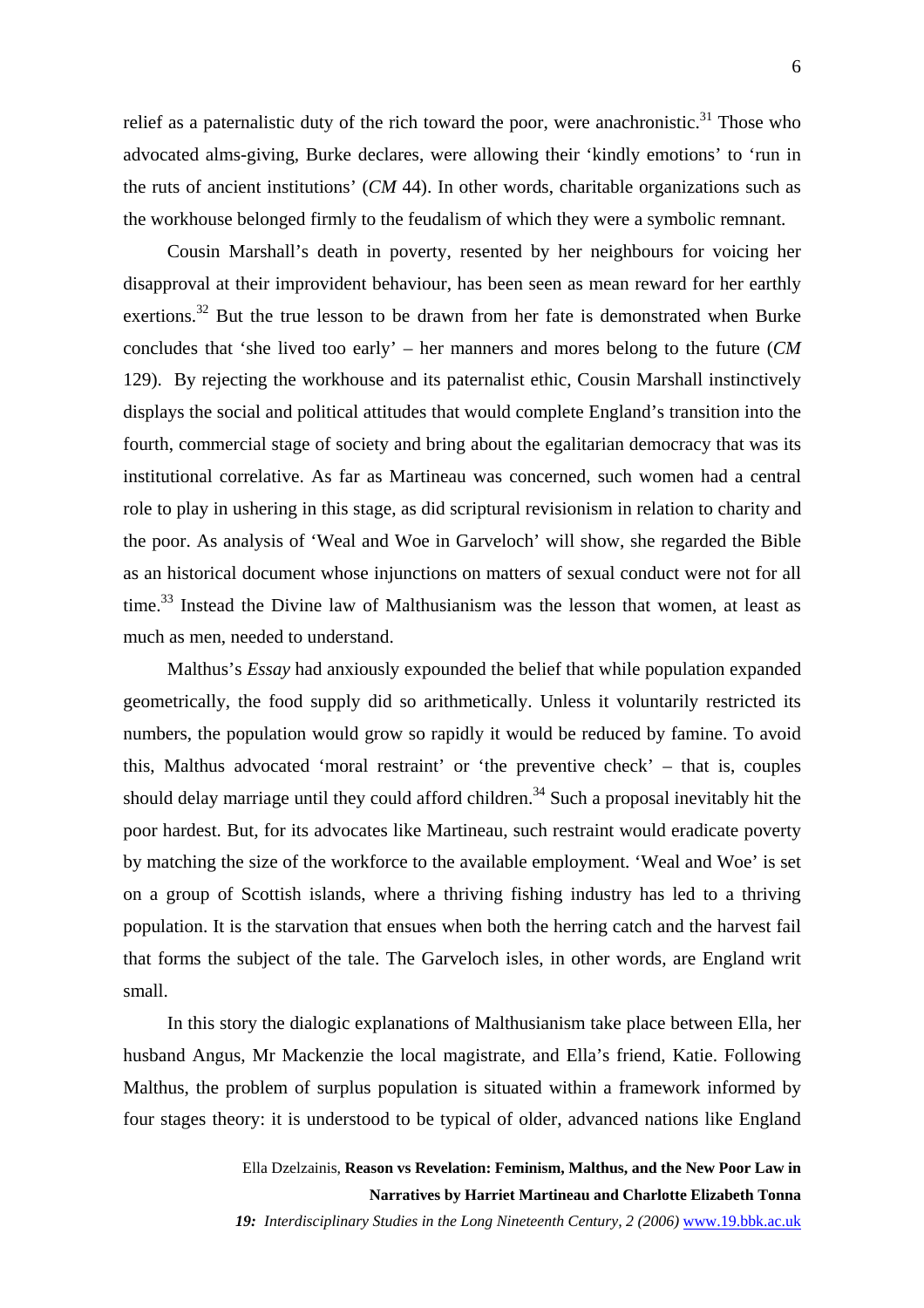relief as a paternalistic duty of the rich toward the poor, were anachronistic.[31] Those who advocated alms-giving, Burke declares, were allowing their 'kindly emotions' to 'run in the ruts of ancient institutions' (*CM* 44). In other words, charitable organizations such as the workhouse belonged firmly to the feudalism of which they were a symbolic remnant.

Cousin Marshall's death in poverty, resented by her neighbours for voicing her disapproval at their improvident behaviour, has been seen as mean reward for her earthly exertions.[32] But the true lesson to be drawn from her fate is demonstrated when Burke concludes that 'she lived too early' – her manners and mores belong to the future (*CM* 129). By rejecting the workhouse and its paternalist ethic, Cousin Marshall instinctively displays the social and political attitudes that would complete England's transition into the fourth, commercial stage of society and bring about the egalitarian democracy that was its institutional correlative. As far as Martineau was concerned, such women had a central role to play in ushering in this stage, as did scriptural revisionism in relation to charity and the poor. As analysis of 'Weal and Woe in Garveloch' will show, she regarded the Bible as an historical document whose injunctions on matters of sexual conduct were not for all time.[33] Instead the Divine law of Malthusianism was the lesson that women, at least as much as men, needed to understand.

Malthus's *Essay* had anxiously expounded the belief that while population expanded geometrically, the food supply did so arithmetically. Unless it voluntarily restricted its numbers, the population would grow so rapidly it would be reduced by famine. To avoid this, Malthus advocated 'moral restraint' or 'the preventive check' – that is, couples should delay marriage until they could afford children.[34] Such a proposal inevitably hit the poor hardest. But, for its advocates like Martineau, such restraint would eradicate poverty by matching the size of the workforce to the available employment. 'Weal and Woe' is set on a group of Scottish islands, where a thriving fishing industry has led to a thriving population. It is the starvation that ensues when both the herring catch and the harvest fail that forms the subject of the tale. The Garveloch isles, in other words, are England writ small.

In this story the dialogic explanations of Malthusianism take place between Ella, her husband Angus, Mr Mackenzie the local magistrate, and Ella's friend, Katie. Following Malthus, the problem of surplus population is situated within a framework informed by four stages theory: it is understood to be typical of older, advanced nations like England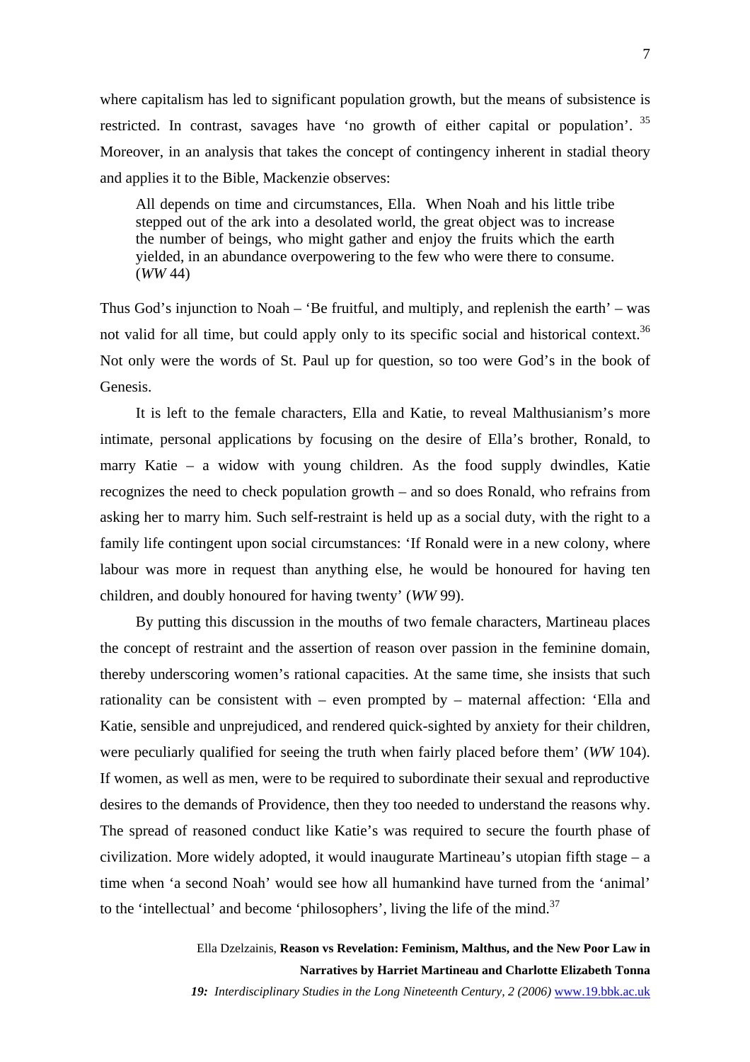where capitalism has led to significant population growth, but the means of subsistence is restricted. In contrast, savages have 'no growth of either capital or population'. [35] Moreover, in an analysis that takes the concept of contingency inherent in stadial theory and applies it to the Bible, Mackenzie observes:

> All depends on time and circumstances, Ella. When Noah and his little tribe stepped out of the ark into a desolated world, the great object was to increase the number of beings, who might gather and enjoy the fruits which the earth yielded, in an abundance overpowering to the few who were there to consume. (*WW* 44)

Thus God's injunction to Noah – 'Be fruitful, and multiply, and replenish the earth' – was not valid for all time, but could apply only to its specific social and historical context.[36] Not only were the words of St. Paul up for question, so too were God's in the book of Genesis.

It is left to the female characters, Ella and Katie, to reveal Malthusianism's more intimate, personal applications by focusing on the desire of Ella's brother, Ronald, to marry Katie – a widow with young children. As the food supply dwindles, Katie recognizes the need to check population growth – and so does Ronald, who refrains from asking her to marry him. Such self-restraint is held up as a social duty, with the right to a family life contingent upon social circumstances: 'If Ronald were in a new colony, where labour was more in request than anything else, he would be honoured for having ten children, and doubly honoured for having twenty' (*WW* 99).

By putting this discussion in the mouths of two female characters, Martineau places the concept of restraint and the assertion of reason over passion in the feminine domain, thereby underscoring women's rational capacities. At the same time, she insists that such rationality can be consistent with – even prompted by – maternal affection: 'Ella and Katie, sensible and unprejudiced, and rendered quick-sighted by anxiety for their children, were peculiarly qualified for seeing the truth when fairly placed before them' (*WW* 104). If women, as well as men, were to be required to subordinate their sexual and reproductive desires to the demands of Providence, then they too needed to understand the reasons why. The spread of reasoned conduct like Katie's was required to secure the fourth phase of civilization. More widely adopted, it would inaugurate Martineau's utopian fifth stage – a time when 'a second Noah' would see how all humankind have turned from the 'animal' to the 'intellectual' and become 'philosophers', living the life of the mind.[37]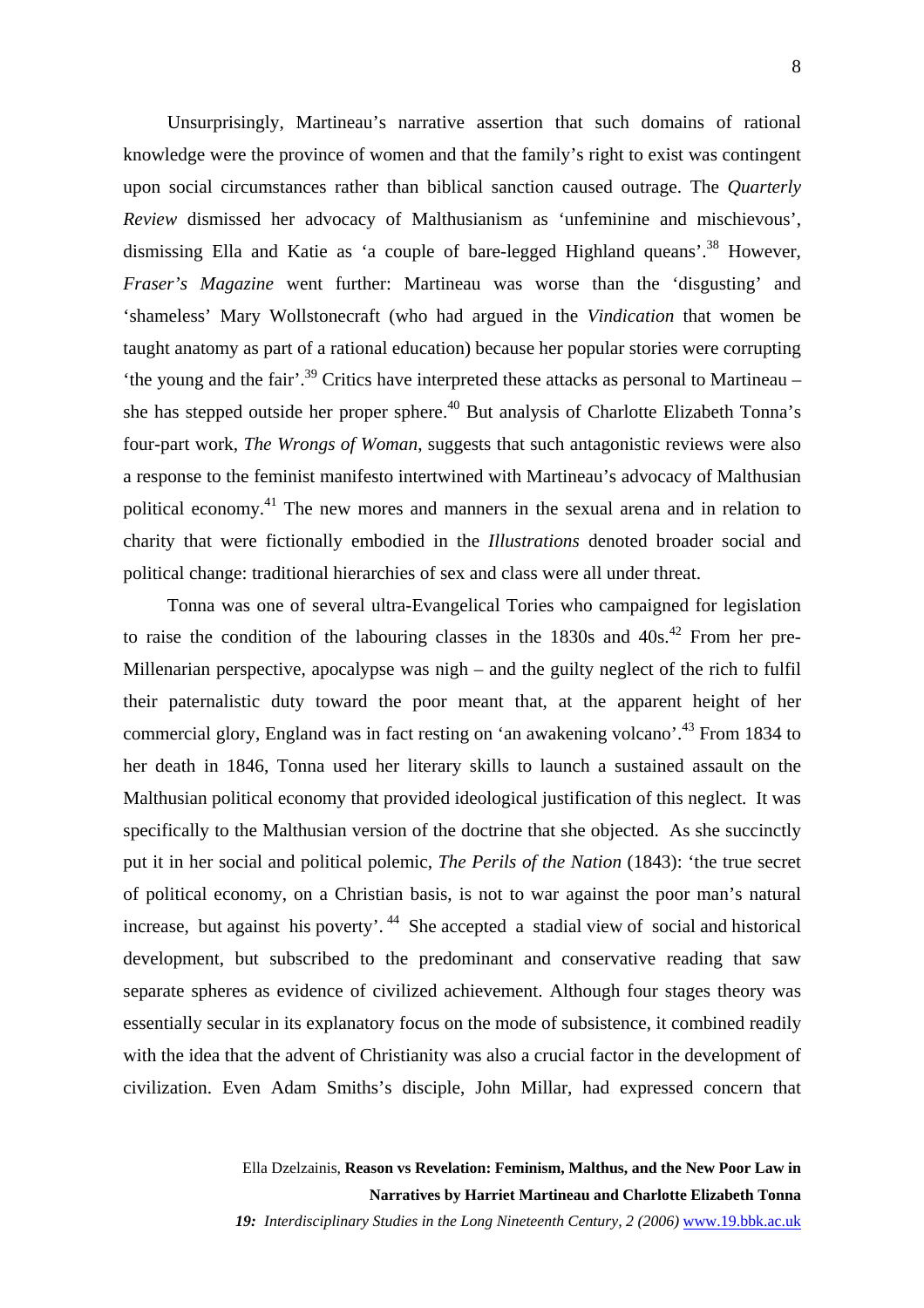Unsurprisingly, Martineau's narrative assertion that such domains of rational knowledge were the province of women and that the family's right to exist was contingent upon social circumstances rather than biblical sanction caused outrage. The *Quarterly Review* dismissed her advocacy of Malthusianism as 'unfeminine and mischievous', dismissing Ella and Katie as 'a couple of bare-legged Highland queans'.[38] However, *Fraser's Magazine* went further: Martineau was worse than the 'disgusting' and 'shameless' Mary Wollstonecraft (who had argued in the *Vindication* that women be taught anatomy as part of a rational education) because her popular stories were corrupting 'the young and the fair'.[39] Critics have interpreted these attacks as personal to Martineau – she has stepped outside her proper sphere.[40] But analysis of Charlotte Elizabeth Tonna's four-part work, *The Wrongs of Woman*, suggests that such antagonistic reviews were also a response to the feminist manifesto intertwined with Martineau's advocacy of Malthusian political economy.[41] The new mores and manners in the sexual arena and in relation to charity that were fictionally embodied in the *Illustrations* denoted broader social and political change: traditional hierarchies of sex and class were all under threat.

Tonna was one of several ultra-Evangelical Tories who campaigned for legislation to raise the condition of the labouring classes in the 1830s and 40s.[42] From her pre-Millenarian perspective, apocalypse was nigh – and the guilty neglect of the rich to fulfil their paternalistic duty toward the poor meant that, at the apparent height of her commercial glory, England was in fact resting on 'an awakening volcano'.[43] From 1834 to her death in 1846, Tonna used her literary skills to launch a sustained assault on the Malthusian political economy that provided ideological justification of this neglect. It was specifically to the Malthusian version of the doctrine that she objected. As she succinctly put it in her social and political polemic, *The Perils of the Nation* (1843): 'the true secret of political economy, on a Christian basis, is not to war against the poor man's natural increase, but against his poverty'.[44] She accepted a stadial view of social and historical development, but subscribed to the predominant and conservative reading that saw separate spheres as evidence of civilized achievement. Although four stages theory was essentially secular in its explanatory focus on the mode of subsistence, it combined readily with the idea that the advent of Christianity was also a crucial factor in the development of civilization. Even Adam Smiths's disciple, John Millar, had expressed concern that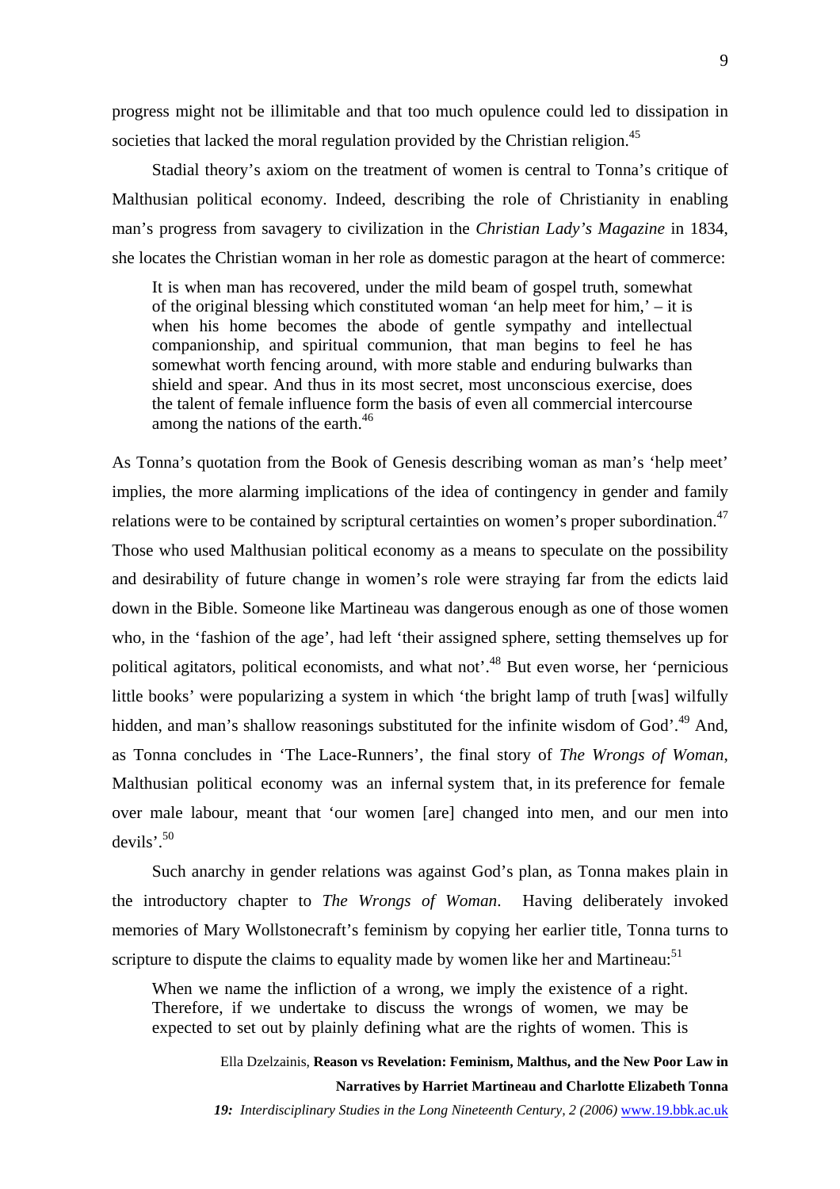progress might not be illimitable and that too much opulence could led to dissipation in societies that lacked the moral regulation provided by the Christian religion.[45]

Stadial theory's axiom on the treatment of women is central to Tonna's critique of Malthusian political economy. Indeed, describing the role of Christianity in enabling man's progress from savagery to civilization in the *Christian Lady's Magazine* in 1834, she locates the Christian woman in her role as domestic paragon at the heart of commerce:

> It is when man has recovered, under the mild beam of gospel truth, somewhat of the original blessing which constituted woman 'an help meet for him,' – it is when his home becomes the abode of gentle sympathy and intellectual companionship, and spiritual communion, that man begins to feel he has somewhat worth fencing around, with more stable and enduring bulwarks than shield and spear. And thus in its most secret, most unconscious exercise, does the talent of female influence form the basis of even all commercial intercourse among the nations of the earth.[46]

As Tonna's quotation from the Book of Genesis describing woman as man's 'help meet' implies, the more alarming implications of the idea of contingency in gender and family relations were to be contained by scriptural certainties on women's proper subordination.[47] Those who used Malthusian political economy as a means to speculate on the possibility and desirability of future change in women's role were straying far from the edicts laid down in the Bible. Someone like Martineau was dangerous enough as one of those women who, in the 'fashion of the age', had left 'their assigned sphere, setting themselves up for political agitators, political economists, and what not'.[48] But even worse, her 'pernicious little books' were popularizing a system in which 'the bright lamp of truth [was] wilfully hidden, and man's shallow reasonings substituted for the infinite wisdom of God'.[49] And, as Tonna concludes in 'The Lace-Runners', the final story of *The Wrongs of Woman*, Malthusian political economy was an infernal system that, in its preference for female over male labour, meant that 'our women [are] changed into men, and our men into devils'.[50]

Such anarchy in gender relations was against God's plan, as Tonna makes plain in the introductory chapter to *The Wrongs of Woman*. Having deliberately invoked memories of Mary Wollstonecraft's feminism by copying her earlier title, Tonna turns to scripture to dispute the claims to equality made by women like her and Martineau:[51]

> When we name the infliction of a wrong, we imply the existence of a right. Therefore, if we undertake to discuss the wrongs of women, we may be expected to set out by plainly defining what are the rights of women. This is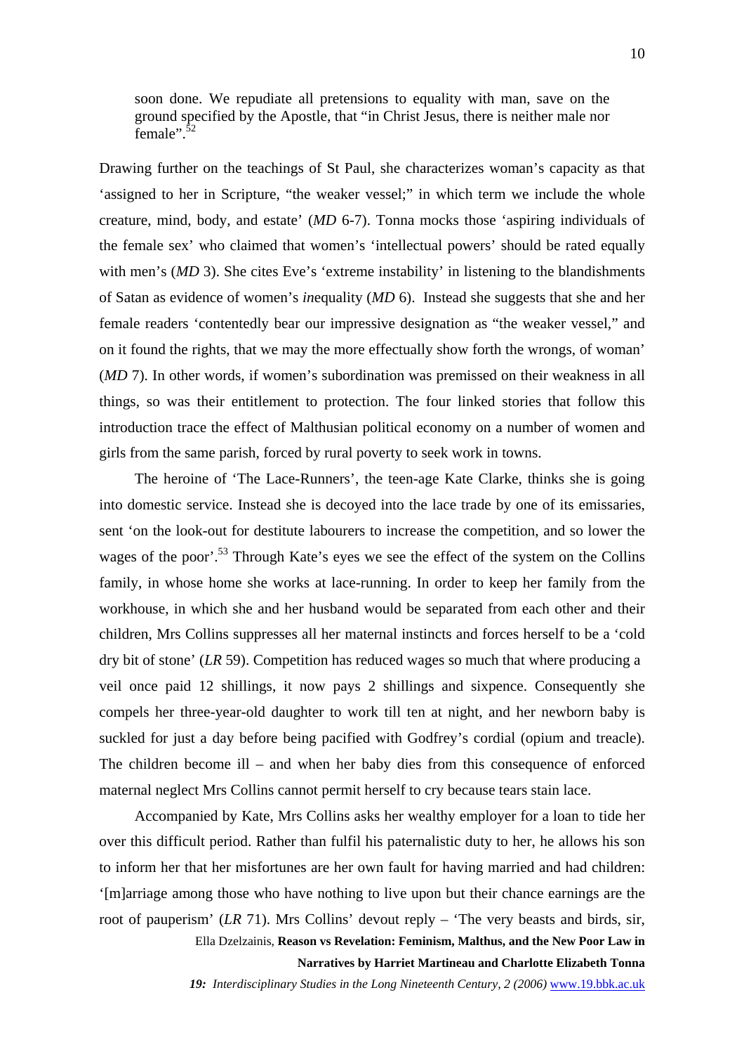> soon done. We repudiate all pretensions to equality with man, save on the ground specified by the Apostle, that "in Christ Jesus, there is neither male nor female".[52]

Drawing further on the teachings of St Paul, she characterizes woman's capacity as that 'assigned to her in Scripture, "the weaker vessel;" in which term we include the whole creature, mind, body, and estate' (*MD* 6-7). Tonna mocks those 'aspiring individuals of the female sex' who claimed that women's 'intellectual powers' should be rated equally with men's (*MD* 3). She cites Eve's 'extreme instability' in listening to the blandishments of Satan as evidence of women's *in*equality (*MD* 6). Instead she suggests that she and her female readers 'contentedly bear our impressive designation as "the weaker vessel," and on it found the rights, that we may the more effectually show forth the wrongs, of woman' (*MD* 7). In other words, if women's subordination was premissed on their weakness in all things, so was their entitlement to protection. The four linked stories that follow this introduction trace the effect of Malthusian political economy on a number of women and girls from the same parish, forced by rural poverty to seek work in towns.

The heroine of 'The Lace-Runners', the teen-age Kate Clarke, thinks she is going into domestic service. Instead she is decoyed into the lace trade by one of its emissaries, sent 'on the look-out for destitute labourers to increase the competition, and so lower the wages of the poor'.[53] Through Kate's eyes we see the effect of the system on the Collins family, in whose home she works at lace-running. In order to keep her family from the workhouse, in which she and her husband would be separated from each other and their children, Mrs Collins suppresses all her maternal instincts and forces herself to be a 'cold dry bit of stone' (*LR* 59). Competition has reduced wages so much that where producing a veil once paid 12 shillings, it now pays 2 shillings and sixpence. Consequently she compels her three-year-old daughter to work till ten at night, and her newborn baby is suckled for just a day before being pacified with Godfrey's cordial (opium and treacle). The children become ill – and when her baby dies from this consequence of enforced maternal neglect Mrs Collins cannot permit herself to cry because tears stain lace.

Accompanied by Kate, Mrs Collins asks her wealthy employer for a loan to tide her over this difficult period. Rather than fulfil his paternalistic duty to her, he allows his son to inform her that her misfortunes are her own fault for having married and had children: '[m]arriage among those who have nothing to live upon but their chance earnings are the root of pauperism' (*LR* 71). Mrs Collins' devout reply – 'The very beasts and birds, sir,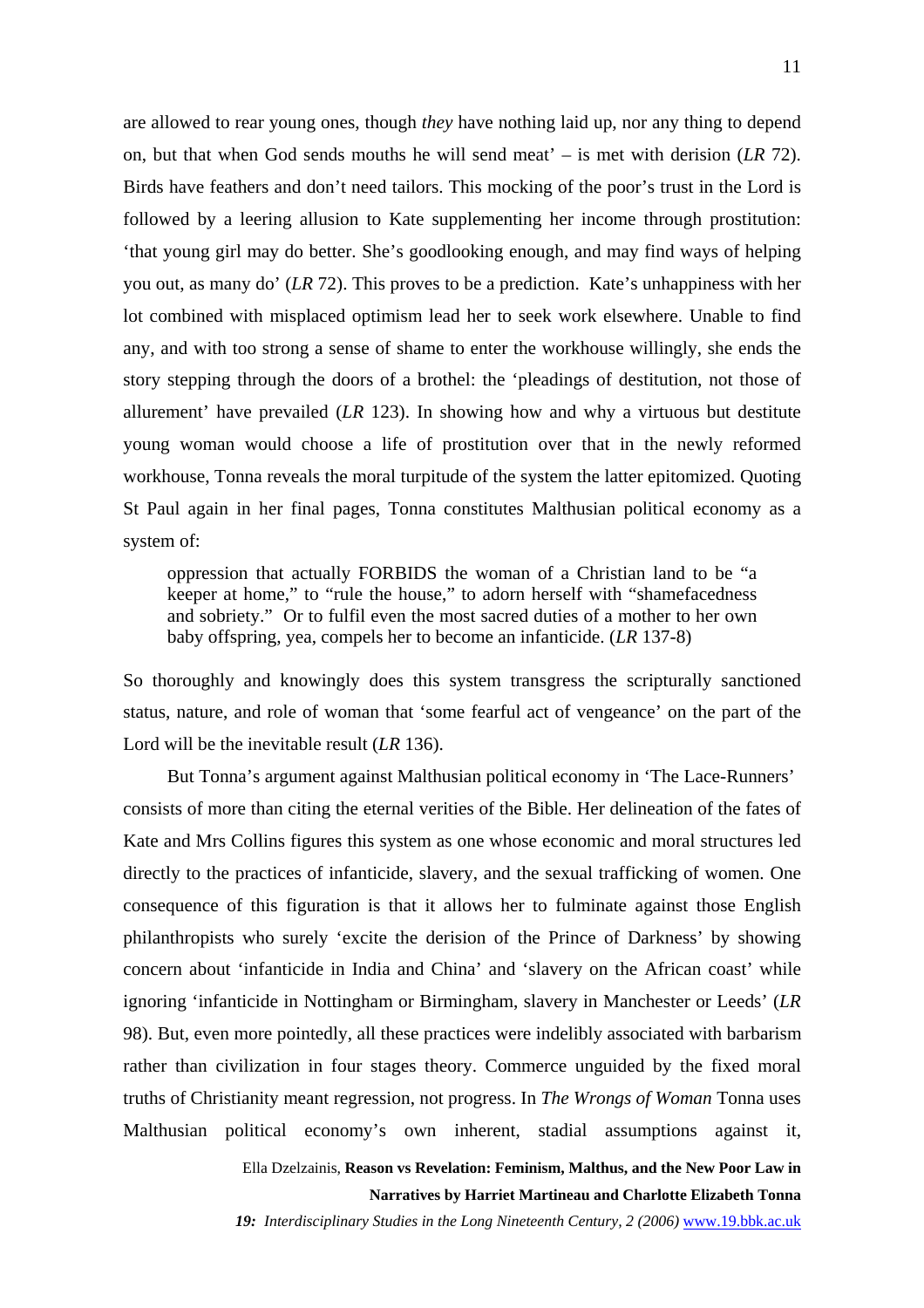are allowed to rear young ones, though *they* have nothing laid up, nor any thing to depend on, but that when God sends mouths he will send meat' – is met with derision (*LR* 72). Birds have feathers and don't need tailors. This mocking of the poor's trust in the Lord is followed by a leering allusion to Kate supplementing her income through prostitution: 'that young girl may do better. She's goodlooking enough, and may find ways of helping you out, as many do' (*LR* 72). This proves to be a prediction. Kate's unhappiness with her lot combined with misplaced optimism lead her to seek work elsewhere. Unable to find any, and with too strong a sense of shame to enter the workhouse willingly, she ends the story stepping through the doors of a brothel: the 'pleadings of destitution, not those of allurement' have prevailed (*LR* 123). In showing how and why a virtuous but destitute young woman would choose a life of prostitution over that in the newly reformed workhouse, Tonna reveals the moral turpitude of the system the latter epitomized. Quoting St Paul again in her final pages, Tonna constitutes Malthusian political economy as a system of:

> oppression that actually FORBIDS the woman of a Christian land to be "a keeper at home," to "rule the house," to adorn herself with "shamefacedness and sobriety." Or to fulfil even the most sacred duties of a mother to her own baby offspring, yea, compels her to become an infanticide. (*LR* 137-8)

So thoroughly and knowingly does this system transgress the scripturally sanctioned status, nature, and role of woman that 'some fearful act of vengeance' on the part of the Lord will be the inevitable result (*LR* 136).

But Tonna's argument against Malthusian political economy in 'The Lace-Runners' consists of more than citing the eternal verities of the Bible. Her delineation of the fates of Kate and Mrs Collins figures this system as one whose economic and moral structures led directly to the practices of infanticide, slavery, and the sexual trafficking of women. One consequence of this figuration is that it allows her to fulminate against those English philanthropists who surely 'excite the derision of the Prince of Darkness' by showing concern about 'infanticide in India and China' and 'slavery on the African coast' while ignoring 'infanticide in Nottingham or Birmingham, slavery in Manchester or Leeds' (*LR* 98). But, even more pointedly, all these practices were indelibly associated with barbarism rather than civilization in four stages theory. Commerce unguided by the fixed moral truths of Christianity meant regression, not progress. In *The Wrongs of Woman* Tonna uses Malthusian political economy's own inherent, stadial assumptions against it,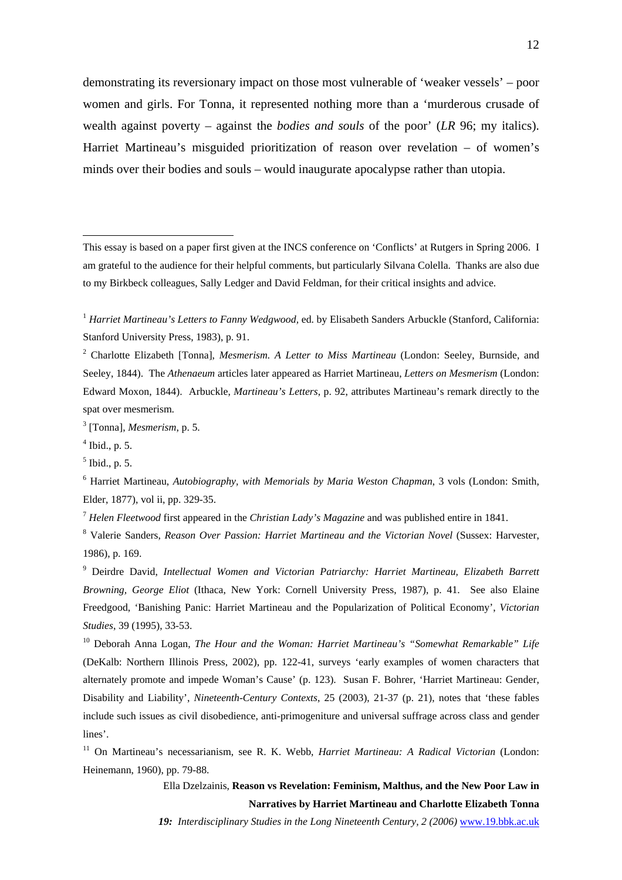demonstrating its reversionary impact on those most vulnerable of 'weaker vessels' – poor women and girls. For Tonna, it represented nothing more than a 'murderous crusade of wealth against poverty – against the *bodies and souls* of the poor' (*LR* 96; my italics). Harriet Martineau's misguided prioritization of reason over revelation – of women's minds over their bodies and souls – would inaugurate apocalypse rather than utopia.

---

This essay is based on a paper first given at the INCS conference on 'Conflicts' at Rutgers in Spring 2006. I am grateful to the audience for their helpful comments, but particularly Silvana Colella. Thanks are also due to my Birkbeck colleagues, Sally Ledger and David Feldman, for their critical insights and advice.

[1] *Harriet Martineau's Letters to Fanny Wedgwood*, ed. by Elisabeth Sanders Arbuckle (Stanford, California: Stanford University Press, 1983), p. 91.

[2] Charlotte Elizabeth [Tonna], *Mesmerism. A Letter to Miss Martineau* (London: Seeley, Burnside, and Seeley, 1844). The *Athenaeum* articles later appeared as Harriet Martineau, *Letters on Mesmerism* (London: Edward Moxon, 1844). Arbuckle, *Martineau's Letters*, p. 92, attributes Martineau's remark directly to the spat over mesmerism.

[3] [Tonna], *Mesmerism*, p. 5.

[4] Ibid., p. 5.

[5] Ibid., p. 5.

[6] Harriet Martineau, *Autobiography, with Memorials by Maria Weston Chapman*, 3 vols (London: Smith, Elder, 1877), vol ii, pp. 329-35.

[7] *Helen Fleetwood* first appeared in the *Christian Lady's Magazine* and was published entire in 1841.

[8] Valerie Sanders, *Reason Over Passion: Harriet Martineau and the Victorian Novel* (Sussex: Harvester, 1986), p. 169.

[9] Deirdre David, *Intellectual Women and Victorian Patriarchy: Harriet Martineau, Elizabeth Barrett Browning, George Eliot* (Ithaca, New York: Cornell University Press, 1987), p. 41. See also Elaine Freedgood, 'Banishing Panic: Harriet Martineau and the Popularization of Political Economy', *Victorian Studies*, 39 (1995), 33-53.

[10] Deborah Anna Logan, *The Hour and the Woman: Harriet Martineau's "Somewhat Remarkable" Life* (DeKalb: Northern Illinois Press, 2002), pp. 122-41, surveys 'early examples of women characters that alternately promote and impede Woman's Cause' (p. 123). Susan F. Bohrer, 'Harriet Martineau: Gender, Disability and Liability', *Nineteenth-Century Contexts*, 25 (2003), 21-37 (p. 21), notes that 'these fables include such issues as civil disobedience, anti-primogeniture and universal suffrage across class and gender lines'.

[11] On Martineau's necessarianism, see R. K. Webb, *Harriet Martineau: A Radical Victorian* (London: Heinemann, 1960), pp. 79-88.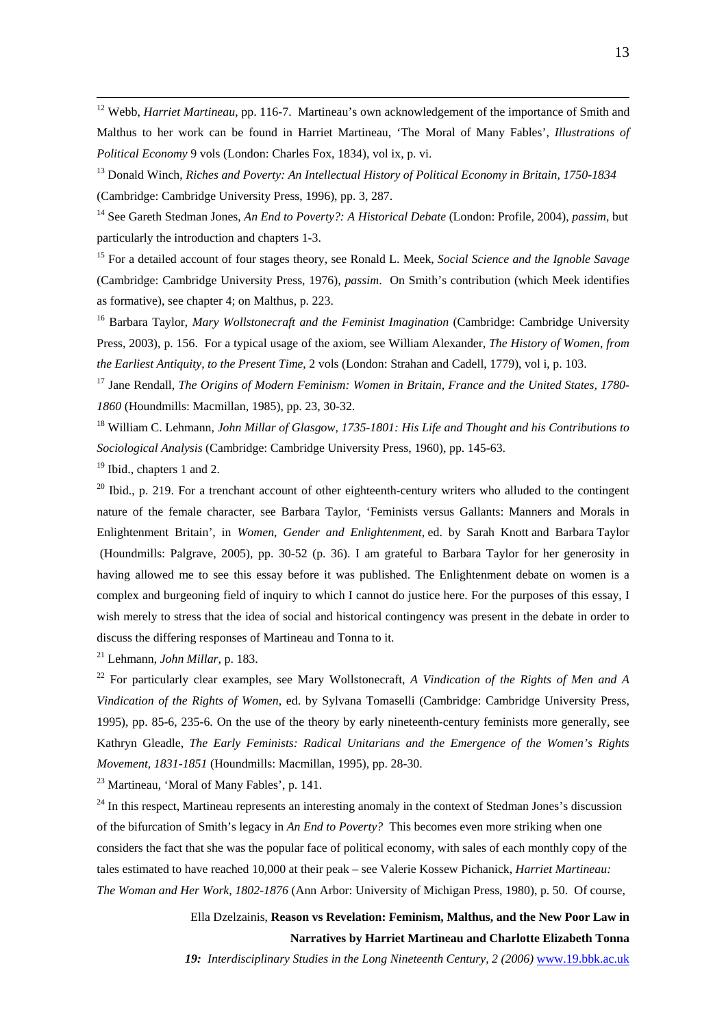[12] Webb, *Harriet Martineau*, pp. 116-7. Martineau's own acknowledgement of the importance of Smith and Malthus to her work can be found in Harriet Martineau, 'The Moral of Many Fables', *Illustrations of Political Economy* 9 vols (London: Charles Fox, 1834), vol ix, p. vi.

[13] Donald Winch, *Riches and Poverty: An Intellectual History of Political Economy in Britain, 1750-1834* (Cambridge: Cambridge University Press, 1996), pp. 3, 287.

[14] See Gareth Stedman Jones, *An End to Poverty?: A Historical Debate* (London: Profile, 2004), *passim*, but particularly the introduction and chapters 1-3.

[15] For a detailed account of four stages theory, see Ronald L. Meek, *Social Science and the Ignoble Savage* (Cambridge: Cambridge University Press, 1976), *passim*. On Smith's contribution (which Meek identifies as formative), see chapter 4; on Malthus, p. 223.

[16] Barbara Taylor, *Mary Wollstonecraft and the Feminist Imagination* (Cambridge: Cambridge University Press, 2003), p. 156. For a typical usage of the axiom, see William Alexander, *The History of Women, from the Earliest Antiquity, to the Present Time*, 2 vols (London: Strahan and Cadell, 1779), vol i, p. 103.

[17] Jane Rendall, *The Origins of Modern Feminism: Women in Britain, France and the United States, 1780-1860* (Houndmills: Macmillan, 1985), pp. 23, 30-32.

[18] William C. Lehmann, *John Millar of Glasgow, 1735-1801: His Life and Thought and his Contributions to Sociological Analysis* (Cambridge: Cambridge University Press, 1960), pp. 145-63.

[19] Ibid., chapters 1 and 2.

[20] Ibid., p. 219. For a trenchant account of other eighteenth-century writers who alluded to the contingent nature of the female character, see Barbara Taylor, 'Feminists versus Gallants: Manners and Morals in Enlightenment Britain', in *Women, Gender and Enlightenment*, ed. by Sarah Knott and Barbara Taylor (Houndmills: Palgrave, 2005), pp. 30-52 (p. 36). I am grateful to Barbara Taylor for her generosity in having allowed me to see this essay before it was published. The Enlightenment debate on women is a complex and burgeoning field of inquiry to which I cannot do justice here. For the purposes of this essay, I wish merely to stress that the idea of social and historical contingency was present in the debate in order to discuss the differing responses of Martineau and Tonna to it.

[21] Lehmann, *John Millar*, p. 183.

[22] For particularly clear examples, see Mary Wollstonecraft, *A Vindication of the Rights of Men and A Vindication of the Rights of Women*, ed. by Sylvana Tomaselli (Cambridge: Cambridge University Press, 1995), pp. 85-6, 235-6. On the use of the theory by early nineteenth-century feminists more generally, see Kathryn Gleadle, *The Early Feminists: Radical Unitarians and the Emergence of the Women's Rights Movement, 1831-1851* (Houndmills: Macmillan, 1995), pp. 28-30.

[23] Martineau, 'Moral of Many Fables', p. 141.

[24] In this respect, Martineau represents an interesting anomaly in the context of Stedman Jones's discussion of the bifurcation of Smith's legacy in *An End to Poverty?* This becomes even more striking when one considers the fact that she was the popular face of political economy, with sales of each monthly copy of the tales estimated to have reached 10,000 at their peak – see Valerie Kossew Pichanick, *Harriet Martineau: The Woman and Her Work, 1802-1876* (Ann Arbor: University of Michigan Press, 1980), p. 50. Of course,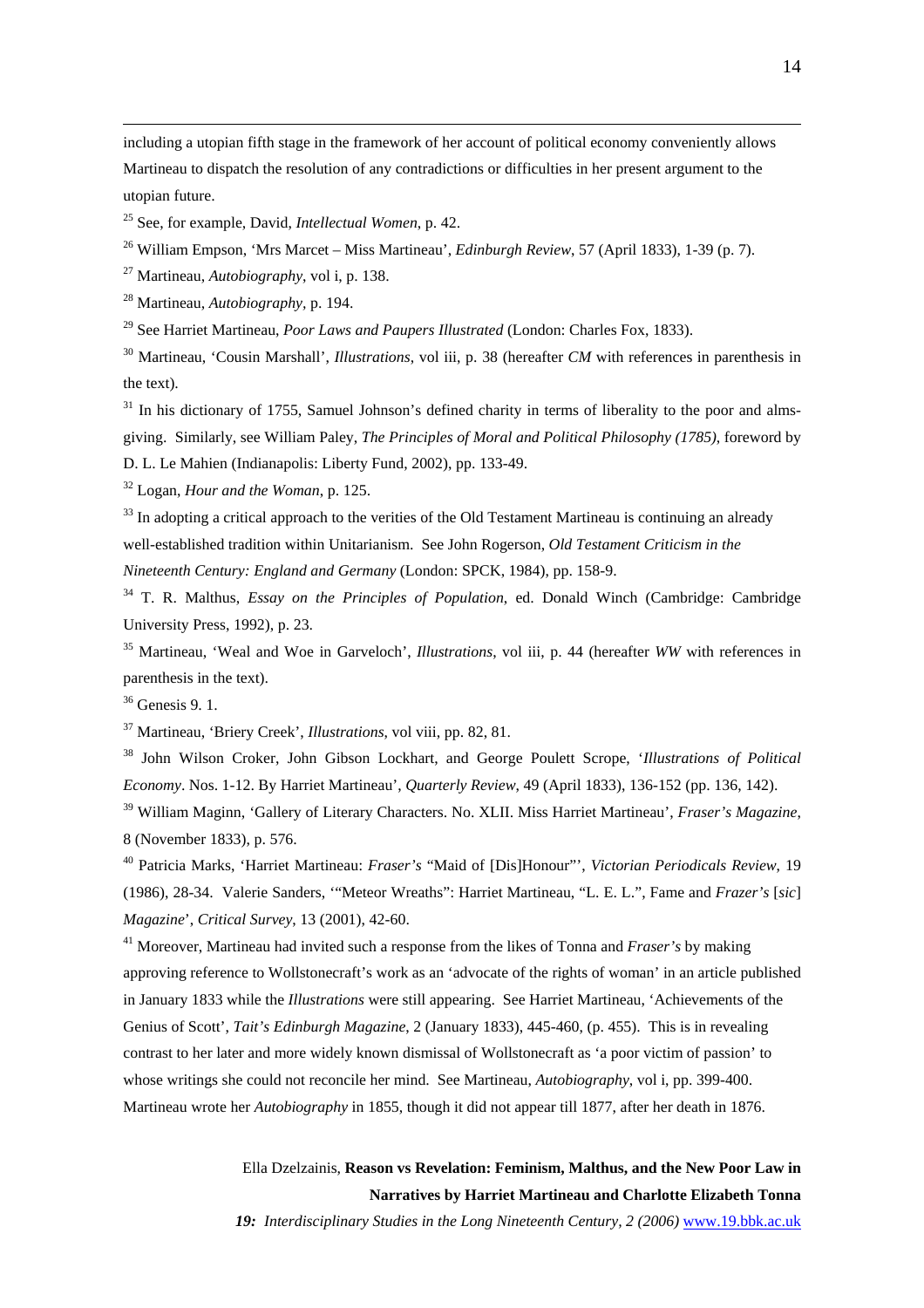including a utopian fifth stage in the framework of her account of political economy conveniently allows Martineau to dispatch the resolution of any contradictions or difficulties in her present argument to the utopian future.

[25] See, for example, David, *Intellectual Women*, p. 42.

[26] William Empson, 'Mrs Marcet – Miss Martineau', *Edinburgh Review*, 57 (April 1833), 1-39 (p. 7).

[27] Martineau, *Autobiography*, vol i, p. 138.

[28] Martineau, *Autobiography*, p. 194.

[29] See Harriet Martineau, *Poor Laws and Paupers Illustrated* (London: Charles Fox, 1833).

[30] Martineau, 'Cousin Marshall', *Illustrations*, vol iii, p. 38 (hereafter *CM* with references in parenthesis in the text).

[31] In his dictionary of 1755, Samuel Johnson's defined charity in terms of liberality to the poor and alms-giving. Similarly, see William Paley, *The Principles of Moral and Political Philosophy (1785)*, foreword by D. L. Le Mahien (Indianapolis: Liberty Fund, 2002), pp. 133-49.

[32] Logan, *Hour and the Woman*, p. 125.

[33] In adopting a critical approach to the verities of the Old Testament Martineau is continuing an already well-established tradition within Unitarianism. See John Rogerson, *Old Testament Criticism in the Nineteenth Century: England and Germany* (London: SPCK, 1984), pp. 158-9.

[34] T. R. Malthus, *Essay on the Principles of Population*, ed. Donald Winch (Cambridge: Cambridge University Press, 1992), p. 23.

[35] Martineau, 'Weal and Woe in Garveloch', *Illustrations*, vol iii, p. 44 (hereafter *WW* with references in parenthesis in the text).

[36] Genesis 9. 1.

[37] Martineau, 'Briery Creek', *Illustrations*, vol viii, pp. 82, 81.

[38] John Wilson Croker, John Gibson Lockhart, and George Poulett Scrope, '*Illustrations of Political Economy*. Nos. 1-12. By Harriet Martineau', *Quarterly Review*, 49 (April 1833), 136-152 (pp. 136, 142).

[39] William Maginn, 'Gallery of Literary Characters. No. XLII. Miss Harriet Martineau', *Fraser's Magazine*, 8 (November 1833), p. 576.

[40] Patricia Marks, 'Harriet Martineau: *Fraser's* "Maid of [Dis]Honour"', *Victorian Periodicals Review*, 19 (1986), 28-34. Valerie Sanders, '"Meteor Wreaths": Harriet Martineau, "L. E. L.", Fame and *Frazer's* [*sic*] *Magazine*', *Critical Survey*, 13 (2001), 42-60.

[41] Moreover, Martineau had invited such a response from the likes of Tonna and *Fraser's* by making approving reference to Wollstonecraft's work as an 'advocate of the rights of woman' in an article published in January 1833 while the *Illustrations* were still appearing. See Harriet Martineau, 'Achievements of the Genius of Scott', *Tait's Edinburgh Magazine*, 2 (January 1833), 445-460, (p. 455). This is in revealing contrast to her later and more widely known dismissal of Wollstonecraft as 'a poor victim of passion' to whose writings she could not reconcile her mind. See Martineau, *Autobiography*, vol i, pp. 399-400. Martineau wrote her *Autobiography* in 1855, though it did not appear till 1877, after her death in 1876.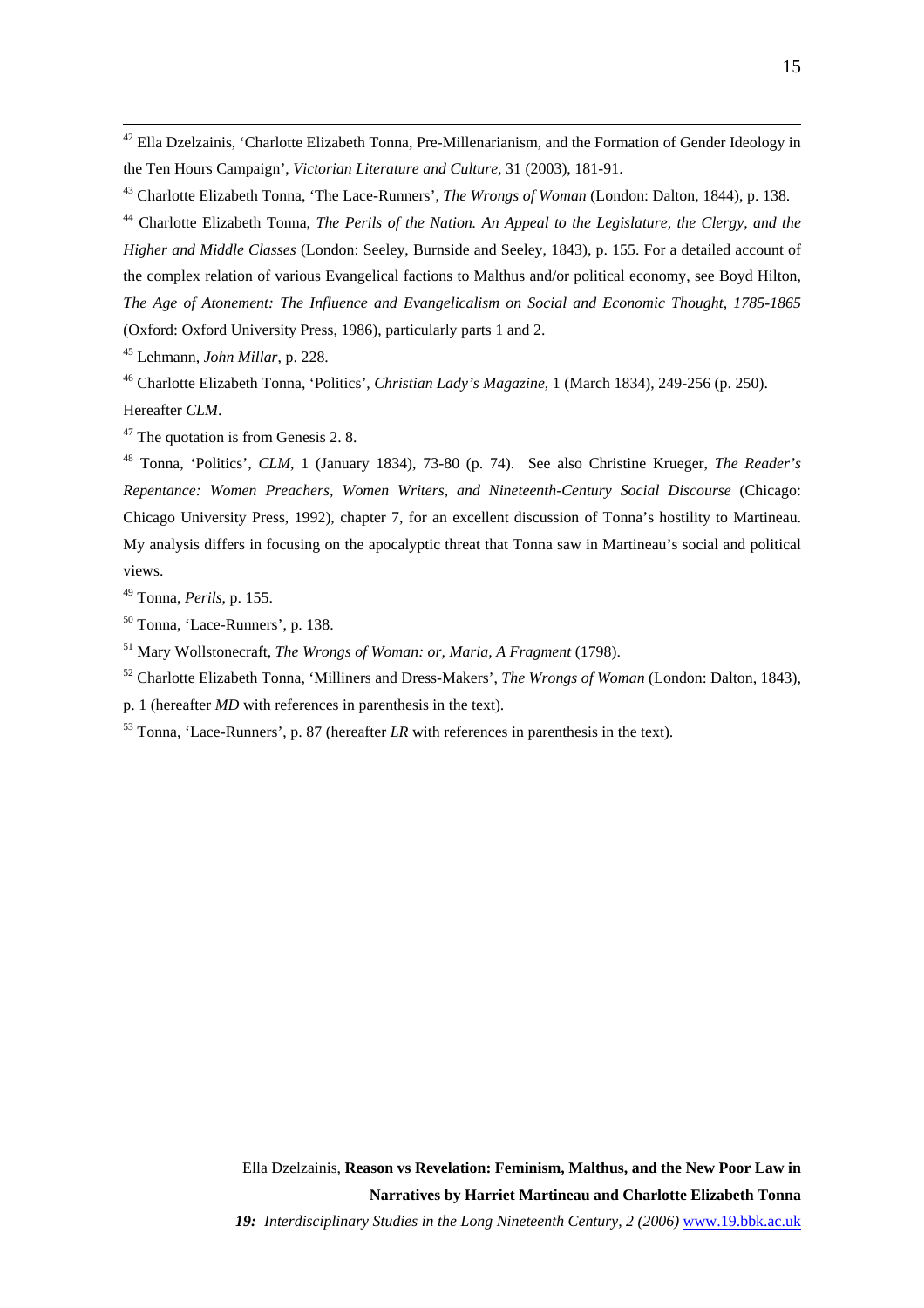[42] Ella Dzelzainis, 'Charlotte Elizabeth Tonna, Pre-Millenarianism, and the Formation of Gender Ideology in the Ten Hours Campaign', *Victorian Literature and Culture*, 31 (2003), 181-91.

[43] Charlotte Elizabeth Tonna, 'The Lace-Runners', *The Wrongs of Woman* (London: Dalton, 1844), p. 138.

[44] Charlotte Elizabeth Tonna, *The Perils of the Nation. An Appeal to the Legislature, the Clergy, and the Higher and Middle Classes* (London: Seeley, Burnside and Seeley, 1843), p. 155. For a detailed account of the complex relation of various Evangelical factions to Malthus and/or political economy, see Boyd Hilton, *The Age of Atonement: The Influence and Evangelicalism on Social and Economic Thought, 1785-1865* (Oxford: Oxford University Press, 1986), particularly parts 1 and 2.

[45] Lehmann, *John Millar*, p. 228.

[46] Charlotte Elizabeth Tonna, 'Politics', *Christian Lady's Magazine*, 1 (March 1834), 249-256 (p. 250). Hereafter *CLM*.

[47] The quotation is from Genesis 2. 8.

[48] Tonna, 'Politics', *CLM*, 1 (January 1834), 73-80 (p. 74). See also Christine Krueger, *The Reader's Repentance: Women Preachers, Women Writers, and Nineteenth-Century Social Discourse* (Chicago: Chicago University Press, 1992), chapter 7, for an excellent discussion of Tonna's hostility to Martineau. My analysis differs in focusing on the apocalyptic threat that Tonna saw in Martineau's social and political views.

[49] Tonna, *Perils*, p. 155.

[50] Tonna, 'Lace-Runners', p. 138.

[51] Mary Wollstonecraft, *The Wrongs of Woman: or, Maria, A Fragment* (1798).

[52] Charlotte Elizabeth Tonna, 'Milliners and Dress-Makers', *The Wrongs of Woman* (London: Dalton, 1843), p. 1 (hereafter *MD* with references in parenthesis in the text).

[53] Tonna, 'Lace-Runners', p. 87 (hereafter *LR* with references in parenthesis in the text).